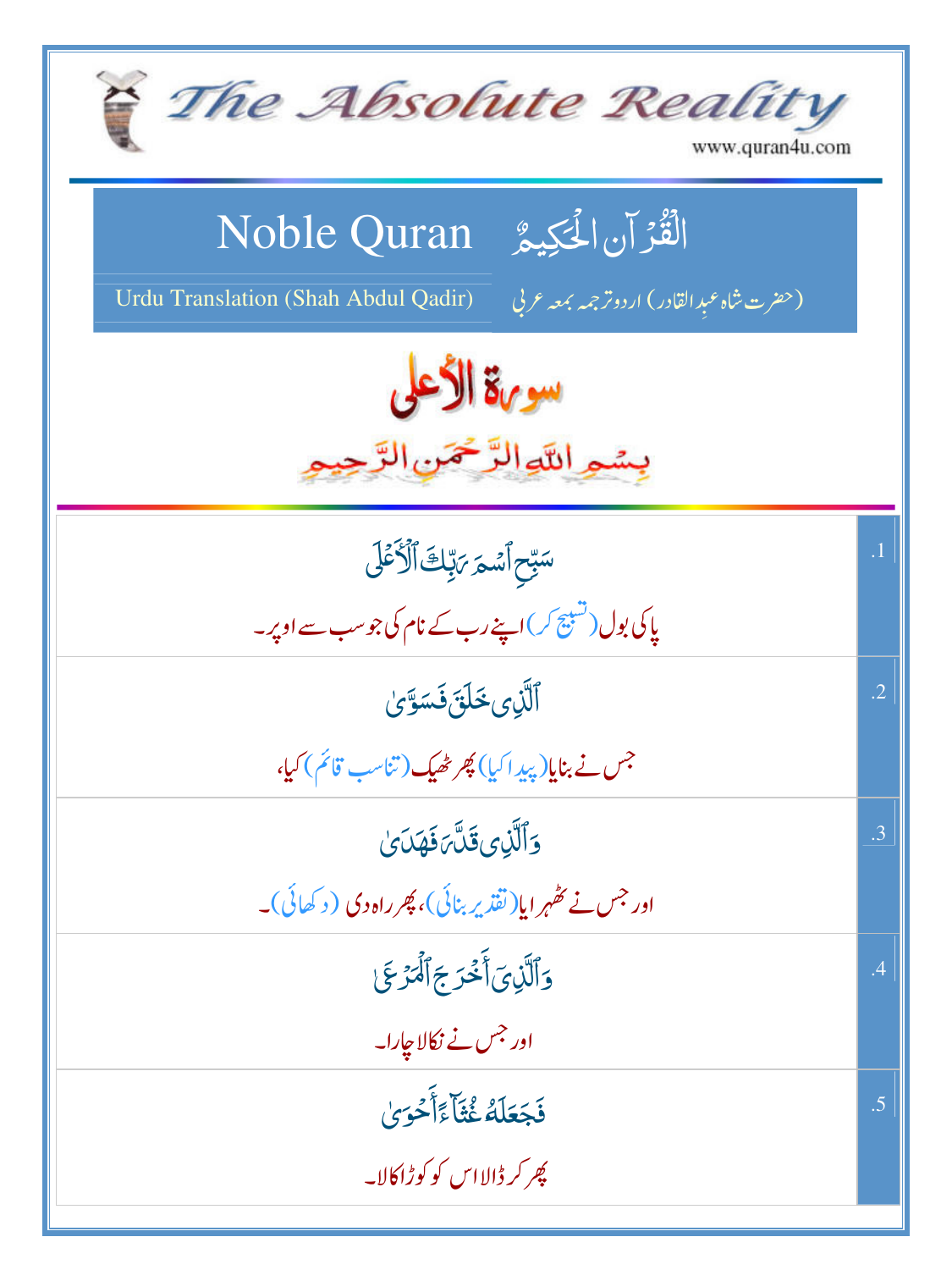# The Absolute Reality

www.quran4u.com

## Noble Quran — الْقُرْآن الْحَكِيمُ

Urdu Translation (Shah Abdul Qadir) — (حضرت شاہ عبدِالقادر) اردو ترجمہ بمعہ عربی

## سورۃ الأعلى

بِسْمِ اللّٰهِ الرَّحْمٰنِ الرَّحِيمِ

| | |
|---|---|
| .1 | سَبِّحِ ٱسْمَ رَبِّكَ ٱلْأَعْلَى<br>پاکی بول (تسبیح کر) اپنے رب کے نام کی جو سب سے اوپر۔ |
| .2 | ٱلَّذِى خَلَقَ فَسَوَّىٰ<br>جس نے بنایا (پیدا کیا) پھر ٹھیک (تناسب قائم) کیا، |
| .3 | وَٱلَّذِى قَدَّرَ فَهَدَىٰ<br>اور جس نے ٹھہرایا (تقدیر بنائی)، پھر راہ دی (دکھائی)۔ |
| .4 | وَٱلَّذِىٓ أَخْرَجَ ٱلْمَرْعَىٰ<br>اور جس نے نکالا چارا۔ |
| .5 | فَجَعَلَهُۥ غُثَآءً أَحْوَىٰ<br>پھر کر ڈالا اس کو کوڑا کالا۔ |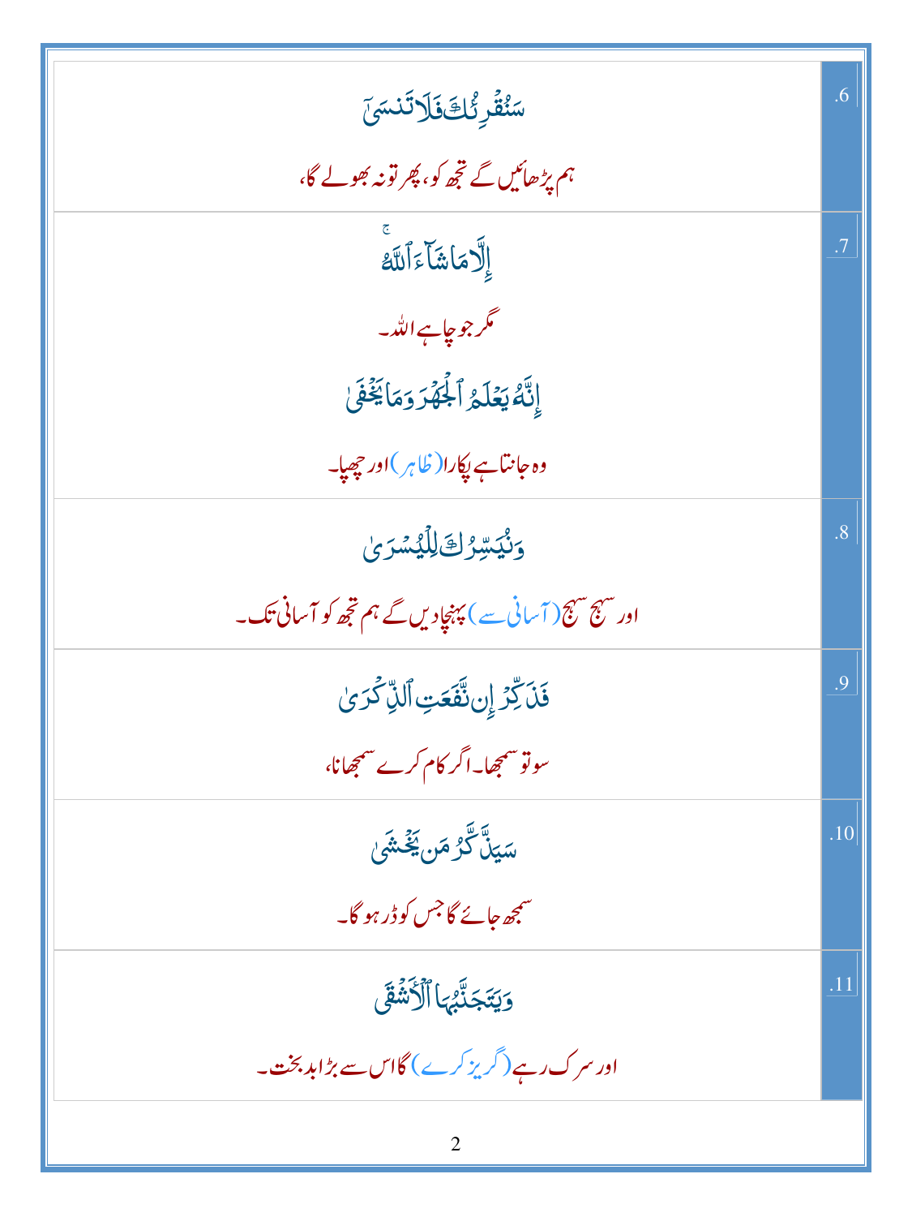| | |
|---|---|
| سَنُقۡرِئُكَ فَلَا تَنسَىٰٓ<br>ہم پڑھائیں گے تجھ کو، پھر تو نہ بھولے گا، | .6 |
| إِلَّا مَا شَآءَ ٱللَّهُۚ<br>مگر جو چاہے اللہ۔<br>إِنَّهُۥ يَعۡلَمُ ٱلۡجَهۡرَ وَمَا يَخۡفَىٰ<br>وہ جانتا ہے پکارا (ظاہر) اور چھپا۔ | .7 |
| وَنُيَسِّرُكَ لِلۡيُسۡرَىٰ<br>اور سہج سہج (آسانی سے) پہنچا دیں گے ہم تجھ کو آسانی تک۔ | .8 |
| فَذَكِّرۡ إِن نَّفَعَتِ ٱلذِّكۡرَىٰ<br>سو تو سمجھا۔ اگر کام کرے سمجھانا، | .9 |
| سَيَذَّكَّرُ مَن يَخۡشَىٰ<br>سمجھ جائے گا جس کو ڈر ہو گا۔ | .10 |
| وَيَتَجَنَّبُهَا ٱلۡأَشۡقَى<br>اور سرک رہے (گریز کرے) گا اس سے بڑا ابد بخت۔ | .11 |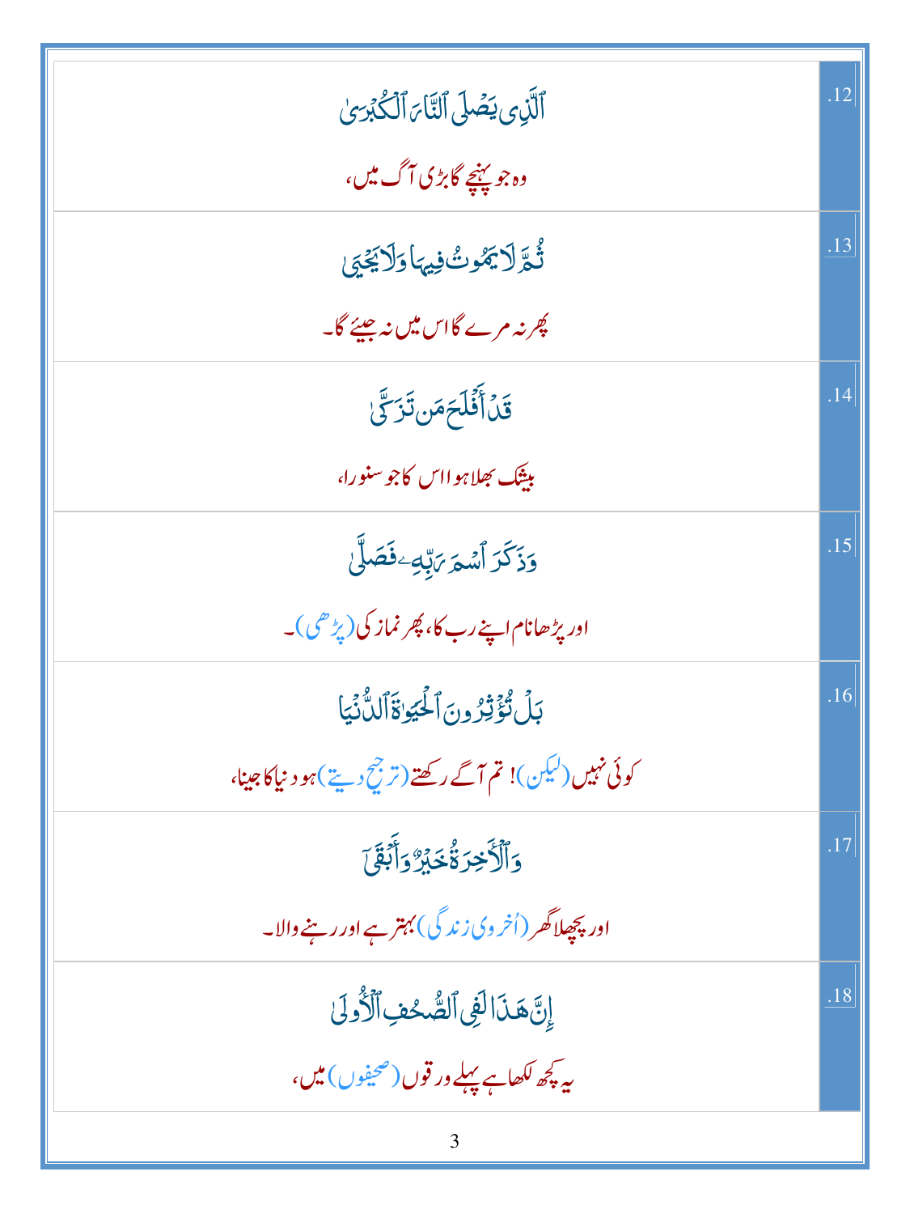| | |
|---|---|
| ٱلَّذِى يَصۡلَى ٱلنَّارَ ٱلۡكُبۡرَىٰ<br>وہ جو پہنچے گا بڑی آگ میں، | .12 |
| ثُمَّ لَا يَمُوتُ فِيهَا وَلَا يَحۡيَىٰ<br>پھر نہ مرے گا اس میں نہ جیئے گا۔ | .13 |
| قَدۡ أَفۡلَحَ مَن تَزَكَّىٰ<br>بیشک بھلا ہوا اس کا جو سنورا، | .14 |
| وَذَكَرَ ٱسۡمَ رَبِّهِۦ فَصَلَّىٰ<br>اور پڑھا نام اپنے رب کا، پھر نماز کی (پڑھی)۔ | .15 |
| بَلۡ تُؤۡثِرُونَ ٱلۡحَيَوٰةَ ٱلدُّنۡيَا<br>کوئی نہیں (لیکن)! تم آگے رکھتے (ترجیح دیتے) ہو دنیا کا جینا، | .16 |
| وَٱلۡأَخِرَةُ خَيۡرٌ وَأَبۡقَىٰٓ<br>اور پچھلا گھر (اُخروی زندگی) بہتر ہے اور رہنے والا۔ | .17 |
| إِنَّ هَـٰذَا لَفِى ٱلصُّحُفِ ٱلۡأُولَىٰ<br>یہ کچھ لکھا ہے پہلے ورقوں (صحیفوں) میں، | .18 |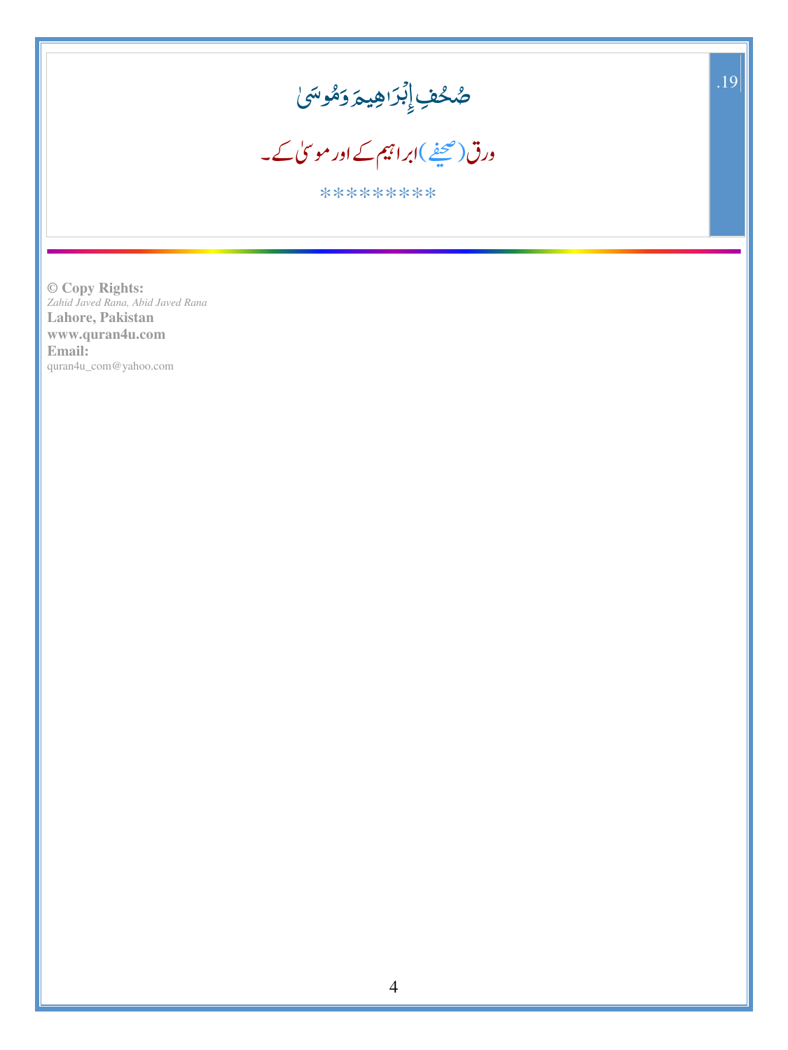.19

صُحُفِ إِبْرَاهِيمَ وَمُوسَىٰ

ورق (صحیفے) ابراہیم کے اور موسیٰ کے۔

*********

**© Copy Rights:**
*Zahid Javed Rana, Abid Javed Rana*
**Lahore, Pakistan**
**www.quran4u.com**
**Email:**
quran4u_com@yahoo.com